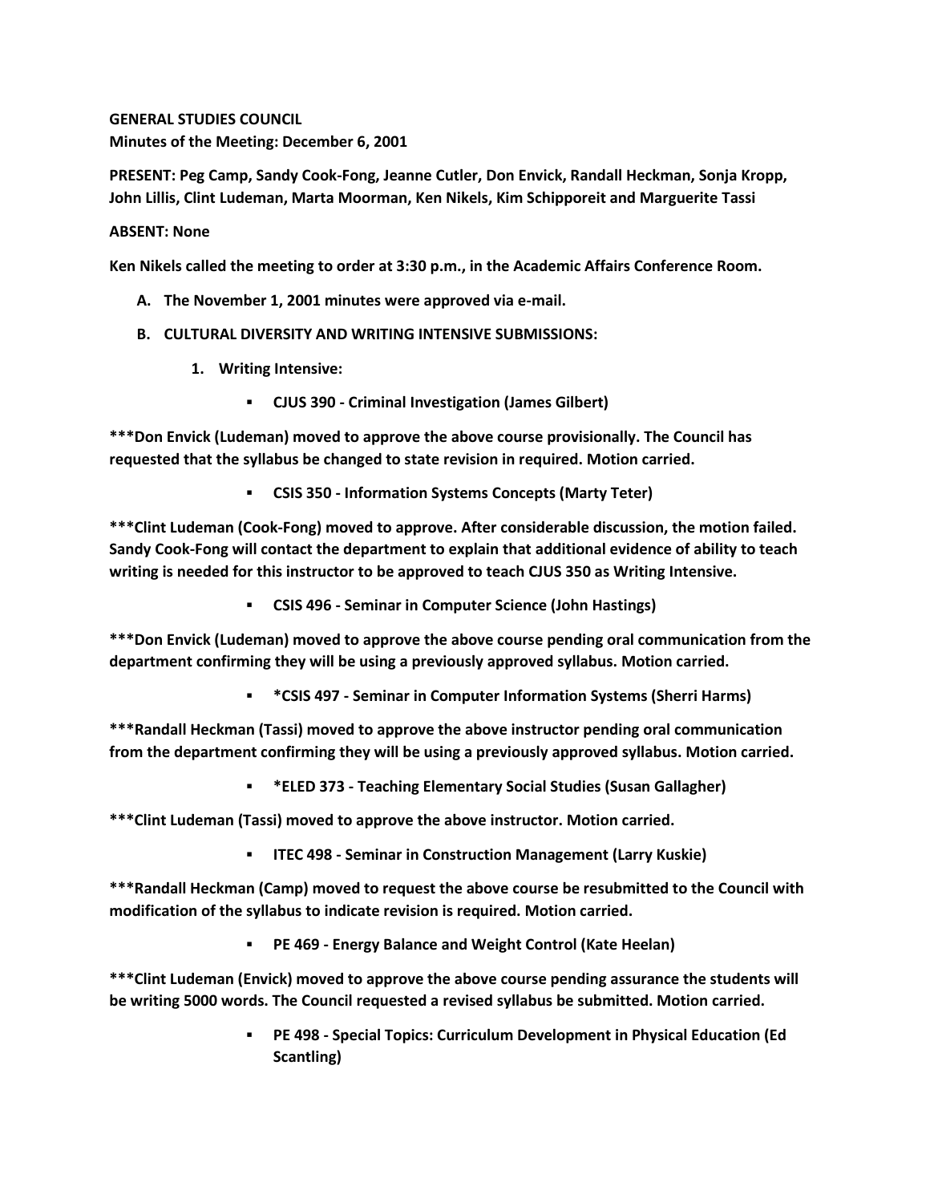**GENERAL STUDIES COUNCIL**
**Minutes of the Meeting: December 6, 2001**

**PRESENT: Peg Camp, Sandy Cook-Fong, Jeanne Cutler, Don Envick, Randall Heckman, Sonja Kropp, John Lillis, Clint Ludeman, Marta Moorman, Ken Nikels, Kim Schipporeit and Marguerite Tassi**

**ABSENT: None**

**Ken Nikels called the meeting to order at 3:30 p.m., in the Academic Affairs Conference Room.**

A. **The November 1, 2001 minutes were approved via e-mail.**

B. **CULTURAL DIVERSITY AND WRITING INTENSIVE SUBMISSIONS:**

   1. **Writing Intensive:**

      - **CJUS 390 - Criminal Investigation (James Gilbert)**

**\*\*\*Don Envick (Ludeman) moved to approve the above course provisionally. The Council has requested that the syllabus be changed to state revision in required. Motion carried.**

      - **CSIS 350 - Information Systems Concepts (Marty Teter)**

**\*\*\*Clint Ludeman (Cook-Fong) moved to approve. After considerable discussion, the motion failed. Sandy Cook-Fong will contact the department to explain that additional evidence of ability to teach writing is needed for this instructor to be approved to teach CJUS 350 as Writing Intensive.**

      - **CSIS 496 - Seminar in Computer Science (John Hastings)**

**\*\*\*Don Envick (Ludeman) moved to approve the above course pending oral communication from the department confirming they will be using a previously approved syllabus. Motion carried.**

      - **\*CSIS 497 - Seminar in Computer Information Systems (Sherri Harms)**

**\*\*\*Randall Heckman (Tassi) moved to approve the above instructor pending oral communication from the department confirming they will be using a previously approved syllabus. Motion carried.**

      - **\*ELED 373 - Teaching Elementary Social Studies (Susan Gallagher)**

**\*\*\*Clint Ludeman (Tassi) moved to approve the above instructor. Motion carried.**

      - **ITEC 498 - Seminar in Construction Management (Larry Kuskie)**

**\*\*\*Randall Heckman (Camp) moved to request the above course be resubmitted to the Council with modification of the syllabus to indicate revision is required. Motion carried.**

      - **PE 469 - Energy Balance and Weight Control (Kate Heelan)**

**\*\*\*Clint Ludeman (Envick) moved to approve the above course pending assurance the students will be writing 5000 words. The Council requested a revised syllabus be submitted. Motion carried.**

      - **PE 498 - Special Topics: Curriculum Development in Physical Education (Ed Scantling)**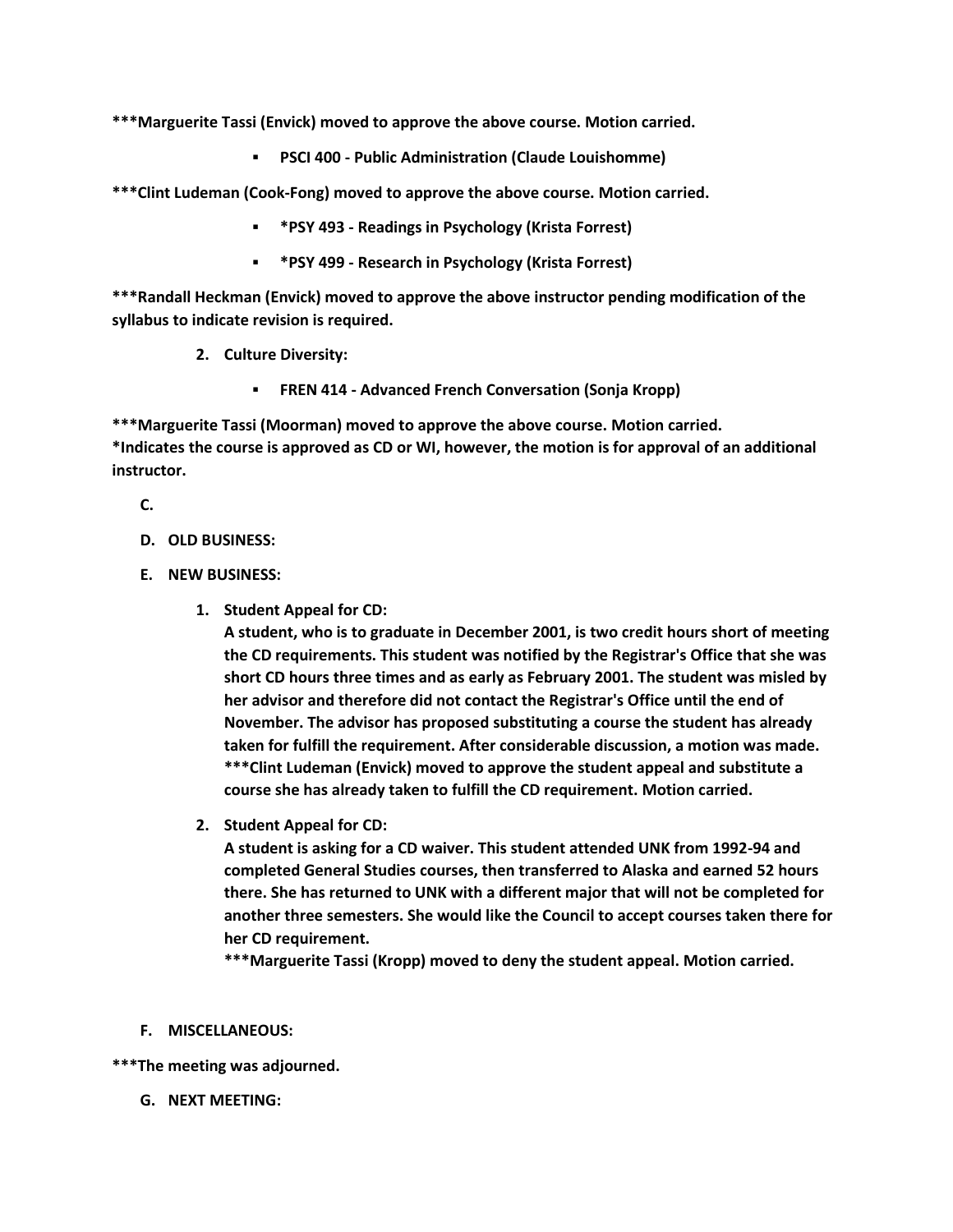**\*\*\*Marguerite Tassi (Envick) moved to approve the above course. Motion carried.**

- **PSCI 400 - Public Administration (Claude Louishomme)**

**\*\*\*Clint Ludeman (Cook-Fong) moved to approve the above course. Motion carried.**

- **\*PSY 493 - Readings in Psychology (Krista Forrest)**
- **\*PSY 499 - Research in Psychology (Krista Forrest)**

**\*\*\*Randall Heckman (Envick) moved to approve the above instructor pending modification of the syllabus to indicate revision is required.**

2. **Culture Diversity:**
   - **FREN 414 - Advanced French Conversation (Sonja Kropp)**

**\*\*\*Marguerite Tassi (Moorman) moved to approve the above course. Motion carried.**
**\*Indicates the course is approved as CD or WI, however, the motion is for approval of an additional instructor.**

**C.**

**D. OLD BUSINESS:**

**E. NEW BUSINESS:**

1. **Student Appeal for CD:**
   **A student, who is to graduate in December 2001, is two credit hours short of meeting the CD requirements. This student was notified by the Registrar's Office that she was short CD hours three times and as early as February 2001. The student was misled by her advisor and therefore did not contact the Registrar's Office until the end of November. The advisor has proposed substituting a course the student has already taken for fulfill the requirement. After considerable discussion, a motion was made.**
   **\*\*\*Clint Ludeman (Envick) moved to approve the student appeal and substitute a course she has already taken to fulfill the CD requirement. Motion carried.**

2. **Student Appeal for CD:**
   **A student is asking for a CD waiver. This student attended UNK from 1992-94 and completed General Studies courses, then transferred to Alaska and earned 52 hours there. She has returned to UNK with a different major that will not be completed for another three semesters. She would like the Council to accept courses taken there for her CD requirement.**
   **\*\*\*Marguerite Tassi (Kropp) moved to deny the student appeal. Motion carried.**

**F. MISCELLANEOUS:**

**\*\*\*The meeting was adjourned.**

**G. NEXT MEETING:**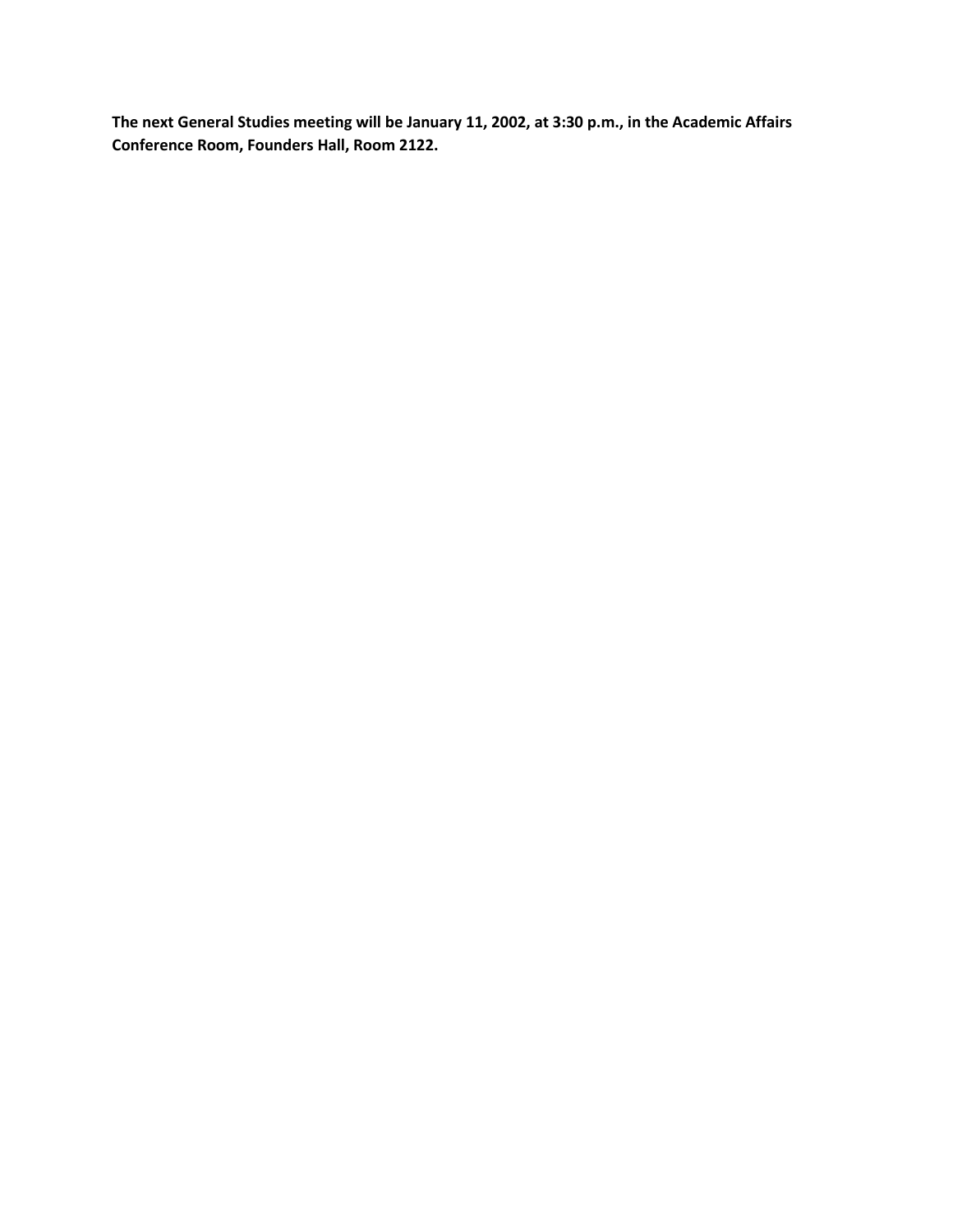**The next General Studies meeting will be January 11, 2002, at 3:30 p.m., in the Academic Affairs Conference Room, Founders Hall, Room 2122.**